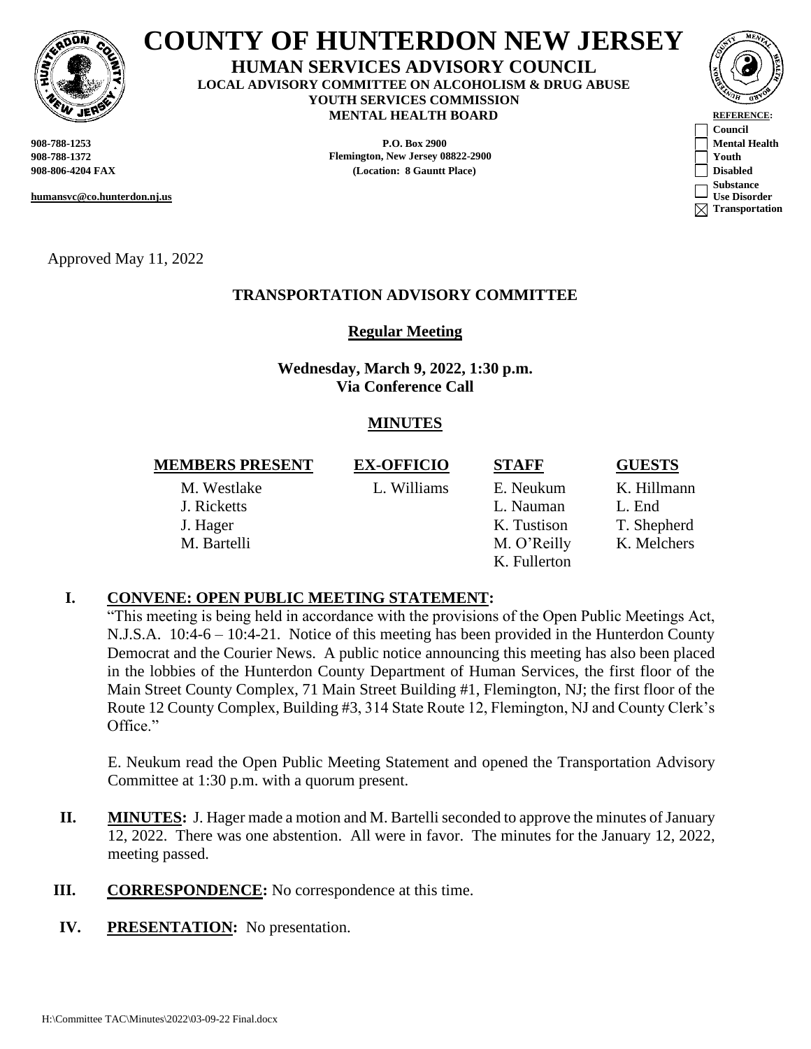# COUNTY OF HUNTERDON NEW JERSEY

**HUMAN SERVICES ADVISORY COUNCIL**
**LOCAL ADVISORY COMMITTEE ON ALCOHOLISM & DRUG ABUSE**
**YOUTH SERVICES COMMISSION**
**MENTAL HEALTH BOARD**

**908-788-1253**
**908-788-1372**
**908-806-4204 FAX**

**humansvc@co.hunterdon.nj.us**

**P.O. Box 2900**
**Flemington, New Jersey 08822-2900**
**(Location: 8 Gauntt Place)**

**REFERENCE:**
- ☐ Council
- ☐ Mental Health
- ☐ Youth
- ☐ Disabled
- ☐ Substance Use Disorder
- ☒ Transportation

Approved May 11, 2022

## TRANSPORTATION ADVISORY COMMITTEE

**Regular Meeting**

**Wednesday, March 9, 2022, 1:30 p.m.**
**Via Conference Call**

**MINUTES**

| MEMBERS PRESENT | EX-OFFICIO | STAFF | GUESTS |
|---|---|---|---|
| M. Westlake | L. Williams | E. Neukum | K. Hillmann |
| J. Ricketts | | L. Nauman | L. End |
| J. Hager | | K. Tustison | T. Shepherd |
| M. Bartelli | | M. O'Reilly | K. Melchers |
| | | K. Fullerton | |

**I. CONVENE: OPEN PUBLIC MEETING STATEMENT:**

"This meeting is being held in accordance with the provisions of the Open Public Meetings Act, N.J.S.A. 10:4-6 – 10:4-21. Notice of this meeting has been provided in the Hunterdon County Democrat and the Courier News. A public notice announcing this meeting has also been placed in the lobbies of the Hunterdon County Department of Human Services, the first floor of the Main Street County Complex, 71 Main Street Building #1, Flemington, NJ; the first floor of the Route 12 County Complex, Building #3, 314 State Route 12, Flemington, NJ and County Clerk's Office."

E. Neukum read the Open Public Meeting Statement and opened the Transportation Advisory Committee at 1:30 p.m. with a quorum present.

**II. MINUTES:** J. Hager made a motion and M. Bartelli seconded to approve the minutes of January 12, 2022. There was one abstention. All were in favor. The minutes for the January 12, 2022, meeting passed.

**III. CORRESPONDENCE:** No correspondence at this time.

**IV. PRESENTATION:** No presentation.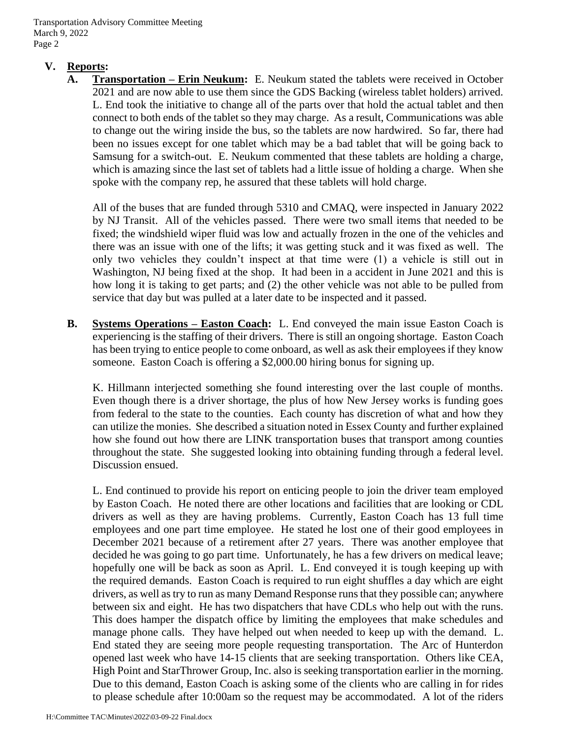## V. Reports:

**A. Transportation – Erin Neukum:** E. Neukum stated the tablets were received in October 2021 and are now able to use them since the GDS Backing (wireless tablet holders) arrived. L. End took the initiative to change all of the parts over that hold the actual tablet and then connect to both ends of the tablet so they may charge. As a result, Communications was able to change out the wiring inside the bus, so the tablets are now hardwired. So far, there had been no issues except for one tablet which may be a bad tablet that will be going back to Samsung for a switch-out. E. Neukum commented that these tablets are holding a charge, which is amazing since the last set of tablets had a little issue of holding a charge. When she spoke with the company rep, he assured that these tablets will hold charge.

All of the buses that are funded through 5310 and CMAQ, were inspected in January 2022 by NJ Transit. All of the vehicles passed. There were two small items that needed to be fixed; the windshield wiper fluid was low and actually frozen in the one of the vehicles and there was an issue with one of the lifts; it was getting stuck and it was fixed as well. The only two vehicles they couldn't inspect at that time were (1) a vehicle is still out in Washington, NJ being fixed at the shop. It had been in a accident in June 2021 and this is how long it is taking to get parts; and (2) the other vehicle was not able to be pulled from service that day but was pulled at a later date to be inspected and it passed.

**B. Systems Operations – Easton Coach:** L. End conveyed the main issue Easton Coach is experiencing is the staffing of their drivers. There is still an ongoing shortage. Easton Coach has been trying to entice people to come onboard, as well as ask their employees if they know someone. Easton Coach is offering a $2,000.00 hiring bonus for signing up.

K. Hillmann interjected something she found interesting over the last couple of months. Even though there is a driver shortage, the plus of how New Jersey works is funding goes from federal to the state to the counties. Each county has discretion of what and how they can utilize the monies. She described a situation noted in Essex County and further explained how she found out how there are LINK transportation buses that transport among counties throughout the state. She suggested looking into obtaining funding through a federal level. Discussion ensued.

L. End continued to provide his report on enticing people to join the driver team employed by Easton Coach. He noted there are other locations and facilities that are looking or CDL drivers as well as they are having problems. Currently, Easton Coach has 13 full time employees and one part time employee. He stated he lost one of their good employees in December 2021 because of a retirement after 27 years. There was another employee that decided he was going to go part time. Unfortunately, he has a few drivers on medical leave; hopefully one will be back as soon as April. L. End conveyed it is tough keeping up with the required demands. Easton Coach is required to run eight shuffles a day which are eight drivers, as well as try to run as many Demand Response runs that they possible can; anywhere between six and eight. He has two dispatchers that have CDLs who help out with the runs. This does hamper the dispatch office by limiting the employees that make schedules and manage phone calls. They have helped out when needed to keep up with the demand. L. End stated they are seeing more people requesting transportation. The Arc of Hunterdon opened last week who have 14-15 clients that are seeking transportation. Others like CEA, High Point and StarThrower Group, Inc. also is seeking transportation earlier in the morning. Due to this demand, Easton Coach is asking some of the clients who are calling in for rides to please schedule after 10:00am so the request may be accommodated. A lot of the riders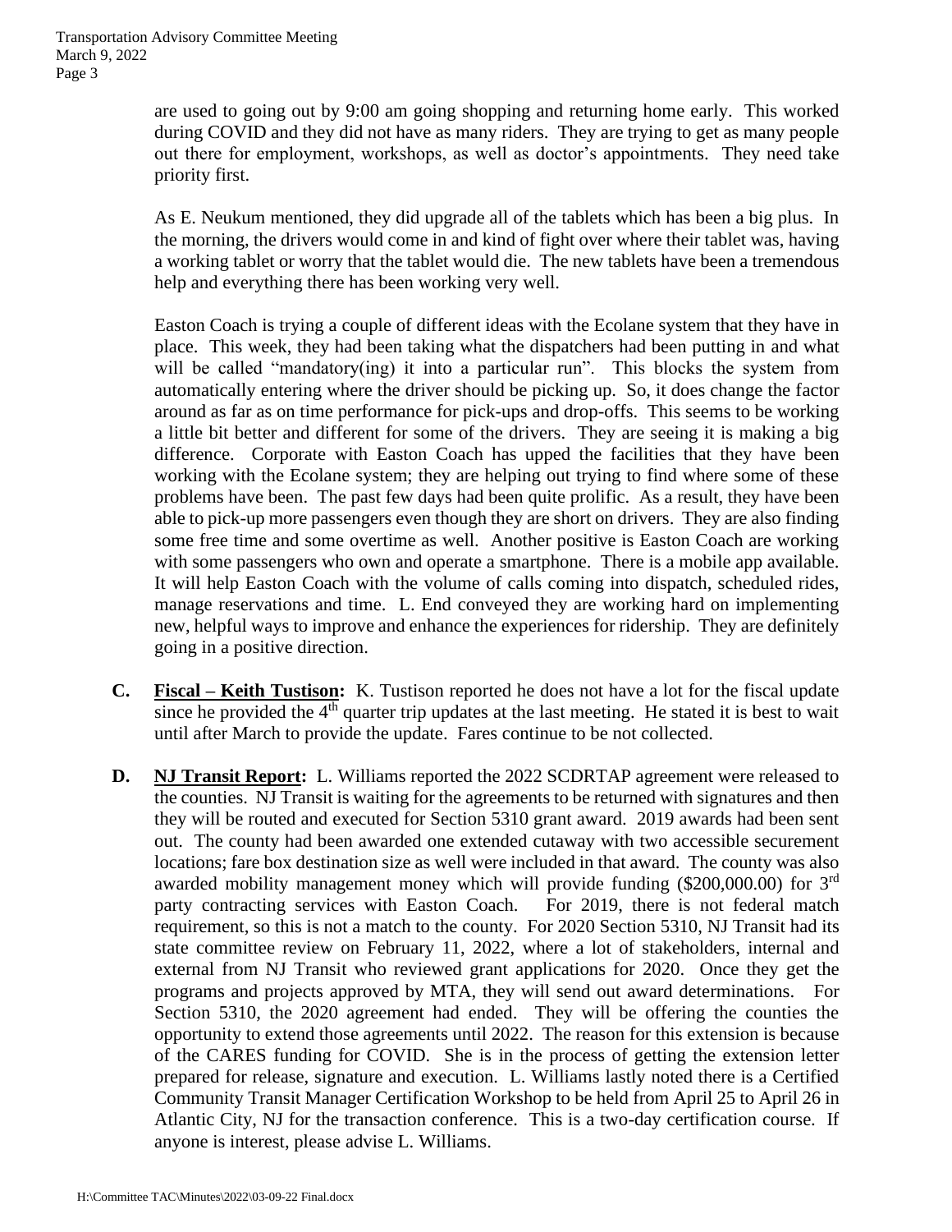are used to going out by 9:00 am going shopping and returning home early. This worked during COVID and they did not have as many riders. They are trying to get as many people out there for employment, workshops, as well as doctor's appointments. They need take priority first.

As E. Neukum mentioned, they did upgrade all of the tablets which has been a big plus. In the morning, the drivers would come in and kind of fight over where their tablet was, having a working tablet or worry that the tablet would die. The new tablets have been a tremendous help and everything there has been working very well.

Easton Coach is trying a couple of different ideas with the Ecolane system that they have in place. This week, they had been taking what the dispatchers had been putting in and what will be called "mandatory(ing) it into a particular run". This blocks the system from automatically entering where the driver should be picking up. So, it does change the factor around as far as on time performance for pick-ups and drop-offs. This seems to be working a little bit better and different for some of the drivers. They are seeing it is making a big difference. Corporate with Easton Coach has upped the facilities that they have been working with the Ecolane system; they are helping out trying to find where some of these problems have been. The past few days had been quite prolific. As a result, they have been able to pick-up more passengers even though they are short on drivers. They are also finding some free time and some overtime as well. Another positive is Easton Coach are working with some passengers who own and operate a smartphone. There is a mobile app available. It will help Easton Coach with the volume of calls coming into dispatch, scheduled rides, manage reservations and time. L. End conveyed they are working hard on implementing new, helpful ways to improve and enhance the experiences for ridership. They are definitely going in a positive direction.

**C. Fiscal – Keith Tustison:** K. Tustison reported he does not have a lot for the fiscal update since he provided the 4th quarter trip updates at the last meeting. He stated it is best to wait until after March to provide the update. Fares continue to be not collected.

**D. NJ Transit Report:** L. Williams reported the 2022 SCDRTAP agreement were released to the counties. NJ Transit is waiting for the agreements to be returned with signatures and then they will be routed and executed for Section 5310 grant award. 2019 awards had been sent out. The county had been awarded one extended cutaway with two accessible securement locations; fare box destination size as well were included in that award. The county was also awarded mobility management money which will provide funding ($200,000.00) for 3rd party contracting services with Easton Coach. For 2019, there is not federal match requirement, so this is not a match to the county. For 2020 Section 5310, NJ Transit had its state committee review on February 11, 2022, where a lot of stakeholders, internal and external from NJ Transit who reviewed grant applications for 2020. Once they get the programs and projects approved by MTA, they will send out award determinations. For Section 5310, the 2020 agreement had ended. They will be offering the counties the opportunity to extend those agreements until 2022. The reason for this extension is because of the CARES funding for COVID. She is in the process of getting the extension letter prepared for release, signature and execution. L. Williams lastly noted there is a Certified Community Transit Manager Certification Workshop to be held from April 25 to April 26 in Atlantic City, NJ for the transaction conference. This is a two-day certification course. If anyone is interest, please advise L. Williams.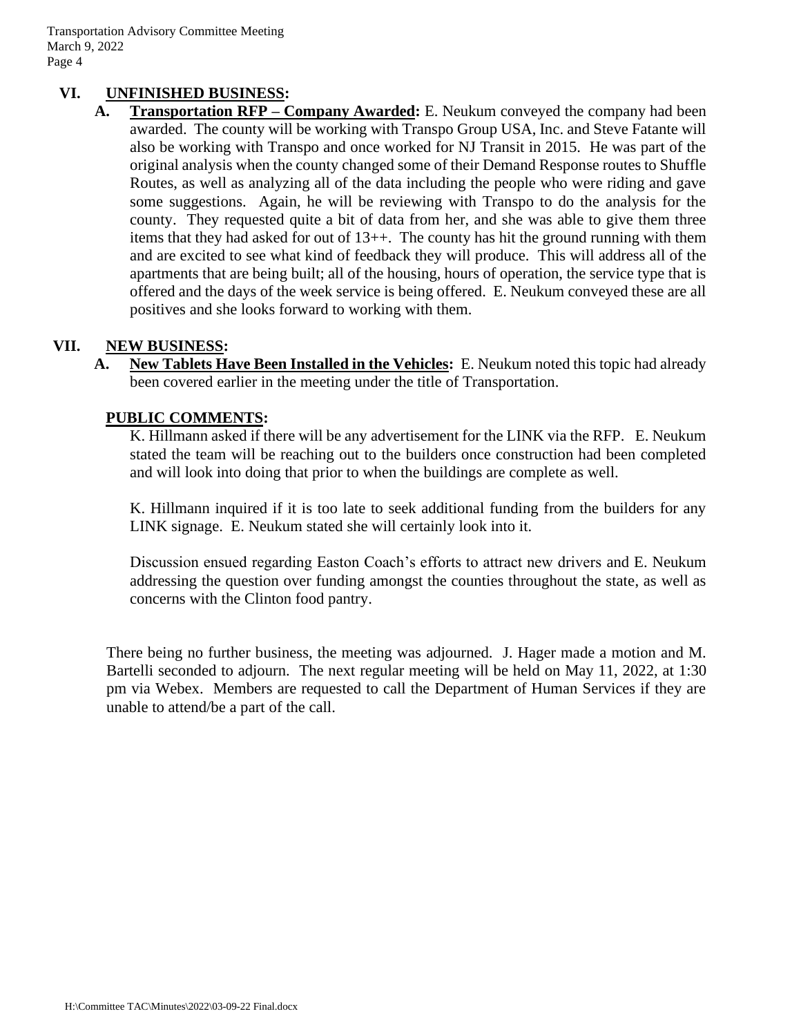## VI. UNFINISHED BUSINESS:

**A. Transportation RFP – Company Awarded:** E. Neukum conveyed the company had been awarded. The county will be working with Transpo Group USA, Inc. and Steve Fatante will also be working with Transpo and once worked for NJ Transit in 2015. He was part of the original analysis when the county changed some of their Demand Response routes to Shuffle Routes, as well as analyzing all of the data including the people who were riding and gave some suggestions. Again, he will be reviewing with Transpo to do the analysis for the county. They requested quite a bit of data from her, and she was able to give them three items that they had asked for out of 13++. The county has hit the ground running with them and are excited to see what kind of feedback they will produce. This will address all of the apartments that are being built; all of the housing, hours of operation, the service type that is offered and the days of the week service is being offered. E. Neukum conveyed these are all positives and she looks forward to working with them.

## VII. NEW BUSINESS:

**A. New Tablets Have Been Installed in the Vehicles:** E. Neukum noted this topic had already been covered earlier in the meeting under the title of Transportation.

**PUBLIC COMMENTS:**

K. Hillmann asked if there will be any advertisement for the LINK via the RFP. E. Neukum stated the team will be reaching out to the builders once construction had been completed and will look into doing that prior to when the buildings are complete as well.

K. Hillmann inquired if it is too late to seek additional funding from the builders for any LINK signage. E. Neukum stated she will certainly look into it.

Discussion ensued regarding Easton Coach's efforts to attract new drivers and E. Neukum addressing the question over funding amongst the counties throughout the state, as well as concerns with the Clinton food pantry.

There being no further business, the meeting was adjourned. J. Hager made a motion and M. Bartelli seconded to adjourn. The next regular meeting will be held on May 11, 2022, at 1:30 pm via Webex. Members are requested to call the Department of Human Services if they are unable to attend/be a part of the call.